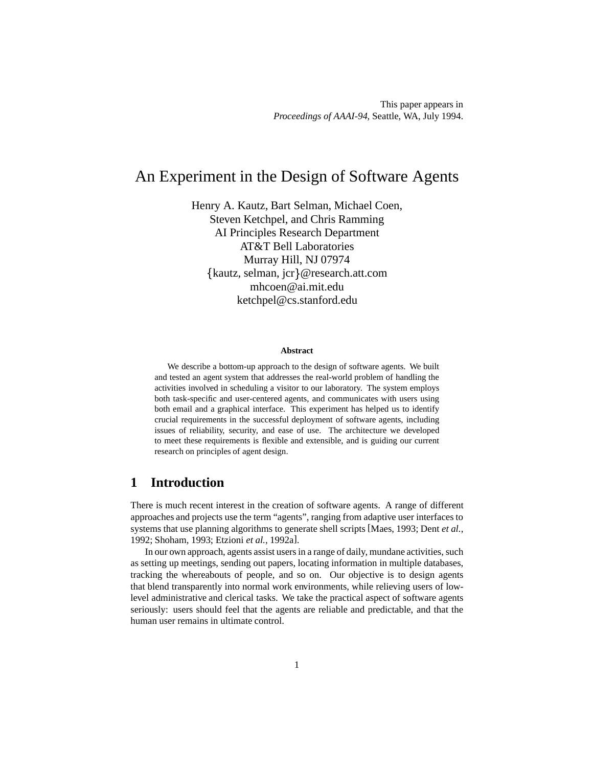This paper appears in
*Proceedings of AAAI-94*, Seattle, WA, July 1994.

# An Experiment in the Design of Software Agents

Henry A. Kautz, Bart Selman, Michael Coen,
Steven Ketchpel, and Chris Ramming
AI Principles Research Department
AT&T Bell Laboratories
Murray Hill, NJ 07974
{kautz, selman, jcr}@research.att.com
mhcoen@ai.mit.edu
ketchpel@cs.stanford.edu

**Abstract**

We describe a bottom-up approach to the design of software agents. We built and tested an agent system that addresses the real-world problem of handling the activities involved in scheduling a visitor to our laboratory. The system employs both task-specific and user-centered agents, and communicates with users using both email and a graphical interface. This experiment has helped us to identify crucial requirements in the successful deployment of software agents, including issues of reliability, security, and ease of use. The architecture we developed to meet these requirements is flexible and extensible, and is guiding our current research on principles of agent design.

## 1 Introduction

There is much recent interest in the creation of software agents. A range of different approaches and projects use the term "agents", ranging from adaptive user interfaces to systems that use planning algorithms to generate shell scripts [Maes, 1993; Dent *et al.*, 1992; Shoham, 1993; Etzioni *et al.*, 1992a].

In our own approach, agents assist users in a range of daily, mundane activities, such as setting up meetings, sending out papers, locating information in multiple databases, tracking the whereabouts of people, and so on. Our objective is to design agents that blend transparently into normal work environments, while relieving users of low-level administrative and clerical tasks. We take the practical aspect of software agents seriously: users should feel that the agents are reliable and predictable, and that the human user remains in ultimate control.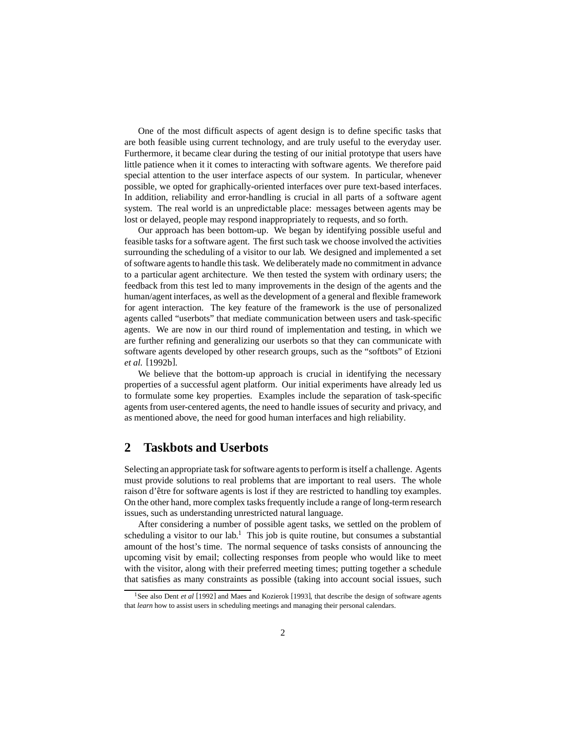One of the most difficult aspects of agent design is to define specific tasks that are both feasible using current technology, and are truly useful to the everyday user. Furthermore, it became clear during the testing of our initial prototype that users have little patience when it it comes to interacting with software agents. We therefore paid special attention to the user interface aspects of our system. In particular, whenever possible, we opted for graphically-oriented interfaces over pure text-based interfaces. In addition, reliability and error-handling is crucial in all parts of a software agent system. The real world is an unpredictable place: messages between agents may be lost or delayed, people may respond inappropriately to requests, and so forth.

Our approach has been bottom-up. We began by identifying possible useful and feasible tasks for a software agent. The first such task we choose involved the activities surrounding the scheduling of a visitor to our lab. We designed and implemented a set of software agents to handle this task. We deliberately made no commitment in advance to a particular agent architecture. We then tested the system with ordinary users; the feedback from this test led to many improvements in the design of the agents and the human/agent interfaces, as well as the development of a general and flexible framework for agent interaction. The key feature of the framework is the use of personalized agents called "userbots" that mediate communication between users and task-specific agents. We are now in our third round of implementation and testing, in which we are further refining and generalizing our userbots so that they can communicate with software agents developed by other research groups, such as the "softbots" of Etzioni *et al.* [1992b].

We believe that the bottom-up approach is crucial in identifying the necessary properties of a successful agent platform. Our initial experiments have already led us to formulate some key properties. Examples include the separation of task-specific agents from user-centered agents, the need to handle issues of security and privacy, and as mentioned above, the need for good human interfaces and high reliability.

## 2 Taskbots and Userbots

Selecting an appropriate task for software agents to perform is itself a challenge. Agents must provide solutions to real problems that are important to real users. The whole raison d'être for software agents is lost if they are restricted to handling toy examples. On the other hand, more complex tasks frequently include a range of long-term research issues, such as understanding unrestricted natural language.

After considering a number of possible agent tasks, we settled on the problem of scheduling a visitor to our lab.[1] This job is quite routine, but consumes a substantial amount of the host's time. The normal sequence of tasks consists of announcing the upcoming visit by email; collecting responses from people who would like to meet with the visitor, along with their preferred meeting times; putting together a schedule that satisfies as many constraints as possible (taking into account social issues, such

[1] See also Dent *et al* [1992] and Maes and Kozierok [1993], that describe the design of software agents that *learn* how to assist users in scheduling meetings and managing their personal calendars.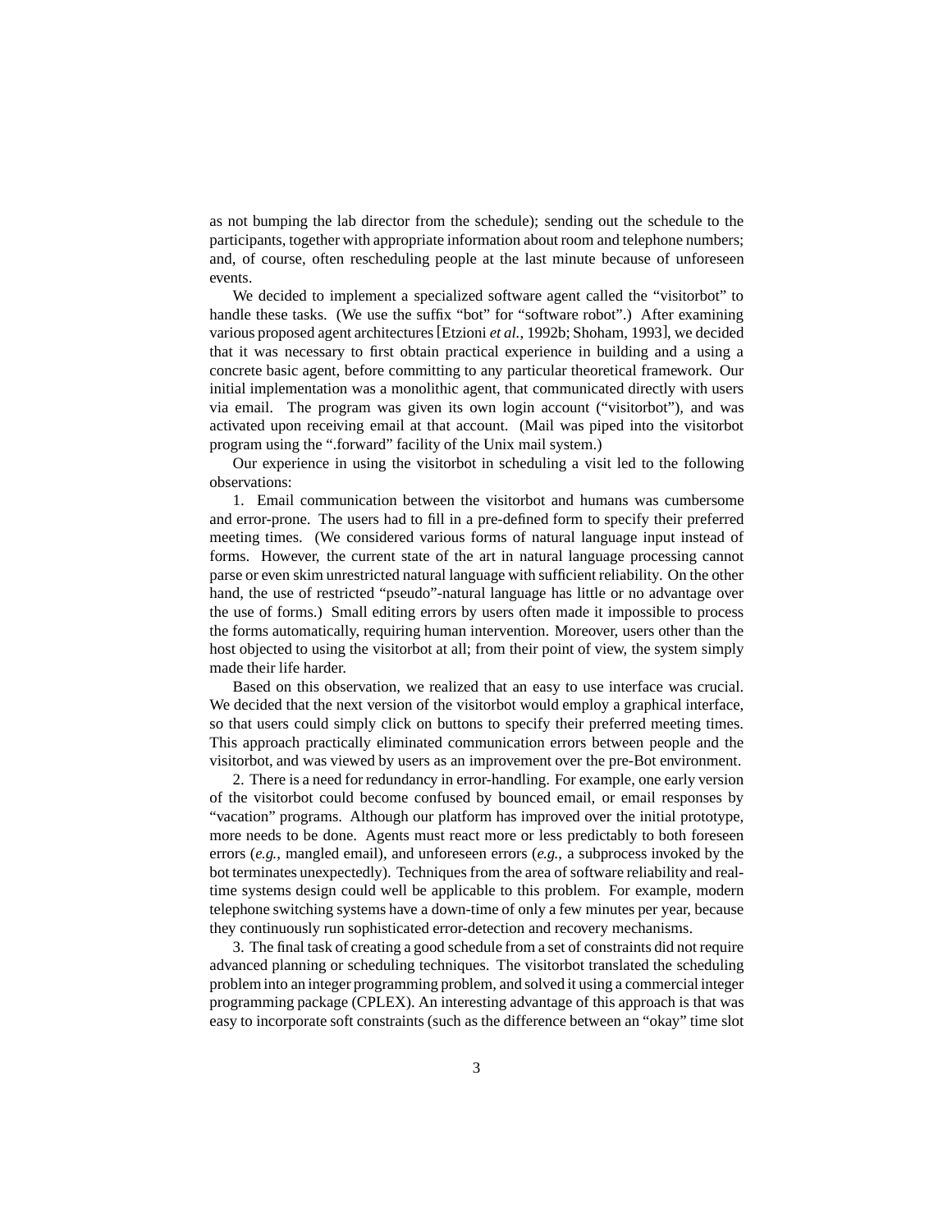as not bumping the lab director from the schedule); sending out the schedule to the participants, together with appropriate information about room and telephone numbers; and, of course, often rescheduling people at the last minute because of unforeseen events.

We decided to implement a specialized software agent called the "visitorbot" to handle these tasks. (We use the suffix "bot" for "software robot".) After examining various proposed agent architectures [Etzioni *et al.*, 1992b; Shoham, 1993], we decided that it was necessary to first obtain practical experience in building and a using a concrete basic agent, before committing to any particular theoretical framework. Our initial implementation was a monolithic agent, that communicated directly with users via email. The program was given its own login account ("visitorbot"), and was activated upon receiving email at that account. (Mail was piped into the visitorbot program using the ".forward" facility of the Unix mail system.)

Our experience in using the visitorbot in scheduling a visit led to the following observations:

1. Email communication between the visitorbot and humans was cumbersome and error-prone. The users had to fill in a pre-defined form to specify their preferred meeting times. (We considered various forms of natural language input instead of forms. However, the current state of the art in natural language processing cannot parse or even skim unrestricted natural language with sufficient reliability. On the other hand, the use of restricted "pseudo"-natural language has little or no advantage over the use of forms.) Small editing errors by users often made it impossible to process the forms automatically, requiring human intervention. Moreover, users other than the host objected to using the visitorbot at all; from their point of view, the system simply made their life harder.

Based on this observation, we realized that an easy to use interface was crucial. We decided that the next version of the visitorbot would employ a graphical interface, so that users could simply click on buttons to specify their preferred meeting times. This approach practically eliminated communication errors between people and the visitorbot, and was viewed by users as an improvement over the pre-Bot environment.

2. There is a need for redundancy in error-handling. For example, one early version of the visitorbot could become confused by bounced email, or email responses by "vacation" programs. Although our platform has improved over the initial prototype, more needs to be done. Agents must react more or less predictably to both foreseen errors (*e.g.*, mangled email), and unforeseen errors (*e.g.*, a subprocess invoked by the bot terminates unexpectedly). Techniques from the area of software reliability and real-time systems design could well be applicable to this problem. For example, modern telephone switching systems have a down-time of only a few minutes per year, because they continuously run sophisticated error-detection and recovery mechanisms.

3. The final task of creating a good schedule from a set of constraints did not require advanced planning or scheduling techniques. The visitorbot translated the scheduling problem into an integer programming problem, and solved it using a commercial integer programming package (CPLEX). An interesting advantage of this approach is that was easy to incorporate soft constraints (such as the difference between an "okay" time slot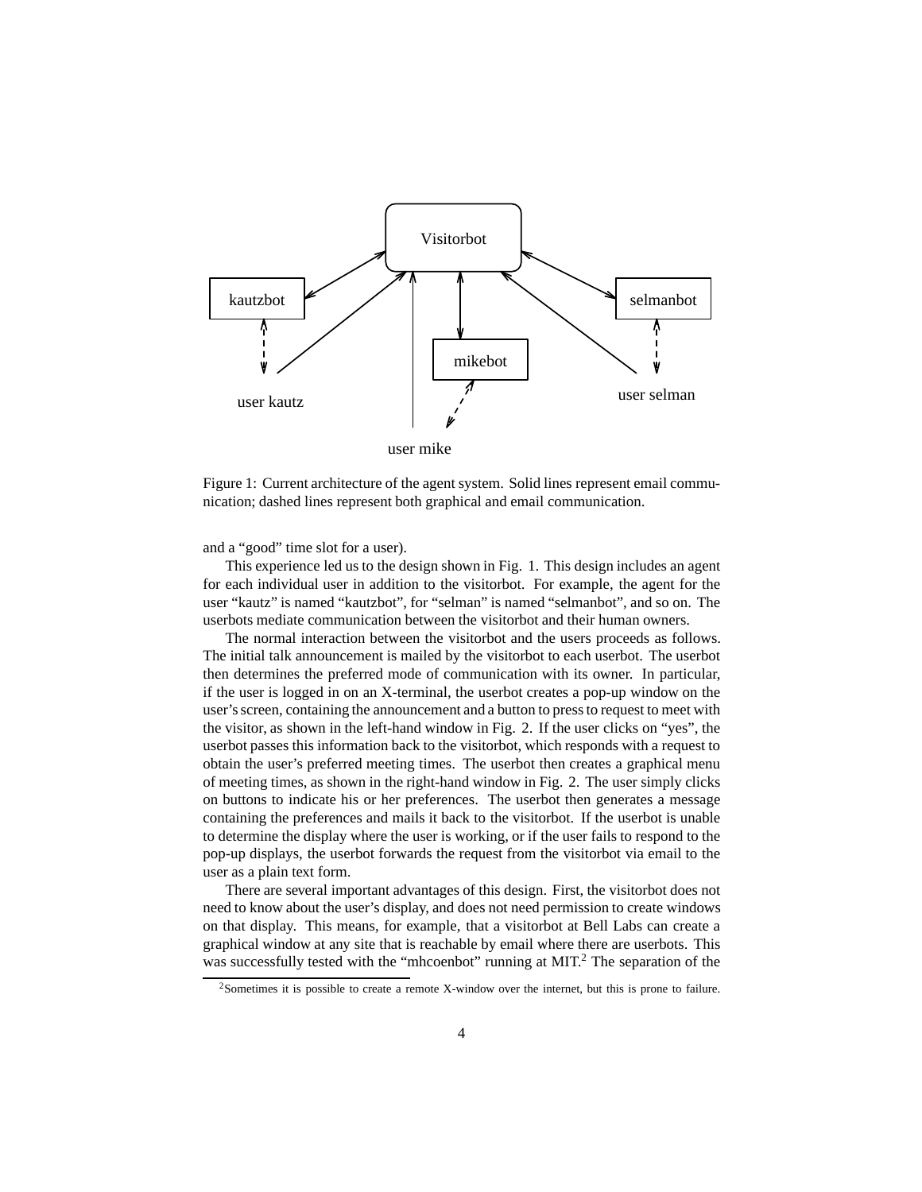Visitorbot

kautzbot

selmanbot

mikebot

user kautz

user selman

user mike

Figure 1: Current architecture of the agent system. Solid lines represent email communication; dashed lines represent both graphical and email communication.

and a "good" time slot for a user).

This experience led us to the design shown in Fig. 1. This design includes an agent for each individual user in addition to the visitorbot. For example, the agent for the user "kautz" is named "kautzbot", for "selman" is named "selmanbot", and so on. The userbots mediate communication between the visitorbot and their human owners.

The normal interaction between the visitorbot and the users proceeds as follows. The initial talk announcement is mailed by the visitorbot to each userbot. The userbot then determines the preferred mode of communication with its owner. In particular, if the user is logged in on an X-terminal, the userbot creates a pop-up window on the user's screen, containing the announcement and a button to press to request to meet with the visitor, as shown in the left-hand window in Fig. 2. If the user clicks on "yes", the userbot passes this information back to the visitorbot, which responds with a request to obtain the user's preferred meeting times. The userbot then creates a graphical menu of meeting times, as shown in the right-hand window in Fig. 2. The user simply clicks on buttons to indicate his or her preferences. The userbot then generates a message containing the preferences and mails it back to the visitorbot. If the userbot is unable to determine the display where the user is working, or if the user fails to respond to the pop-up displays, the userbot forwards the request from the visitorbot via email to the user as a plain text form.

There are several important advantages of this design. First, the visitorbot does not need to know about the user's display, and does not need permission to create windows on that display. This means, for example, that a visitorbot at Bell Labs can create a graphical window at any site that is reachable by email where there are userbots. This was successfully tested with the "mhcoenbot" running at MIT.[2] The separation of the

[2] Sometimes it is possible to create a remote X-window over the internet, but this is prone to failure.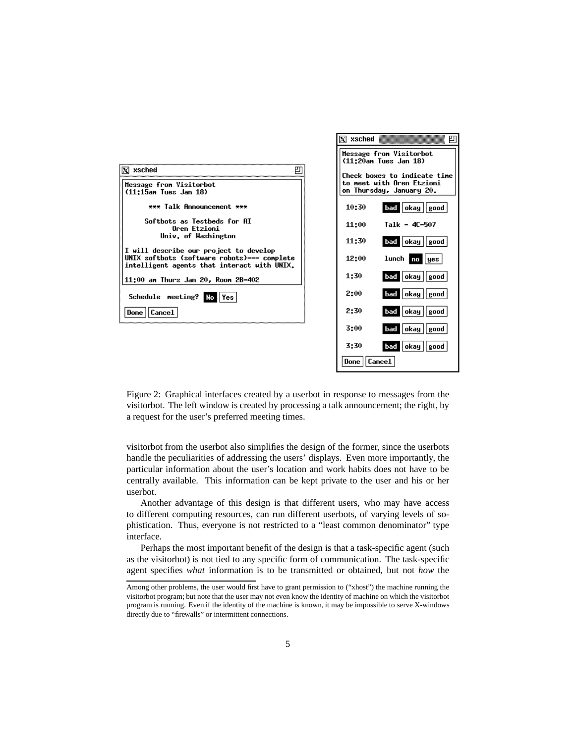Figure 2: Graphical interfaces created by a userbot in response to messages from the visitorbot. The left window is created by processing a talk announcement; the right, by a request for the user's preferred meeting times.

visitorbot from the userbot also simplifies the design of the former, since the userbots handle the peculiarities of addressing the users' displays. Even more importantly, the particular information about the user's location and work habits does not have to be centrally available. This information can be kept private to the user and his or her userbot.

Another advantage of this design is that different users, who may have access to different computing resources, can run different userbots, of varying levels of sophistication. Thus, everyone is not restricted to a "least common denominator" type interface.

Perhaps the most important benefit of the design is that a task-specific agent (such as the visitorbot) is not tied to any specific form of communication. The task-specific agent specifies *what* information is to be transmitted or obtained, but not *how* the

---

Among other problems, the user would first have to grant permission to ("xhost") the machine running the visitorbot program; but note that the user may not even know the identity of machine on which the visitorbot program is running. Even if the identity of the machine is known, it may be impossible to serve X-windows directly due to "firewalls" or intermittent connections.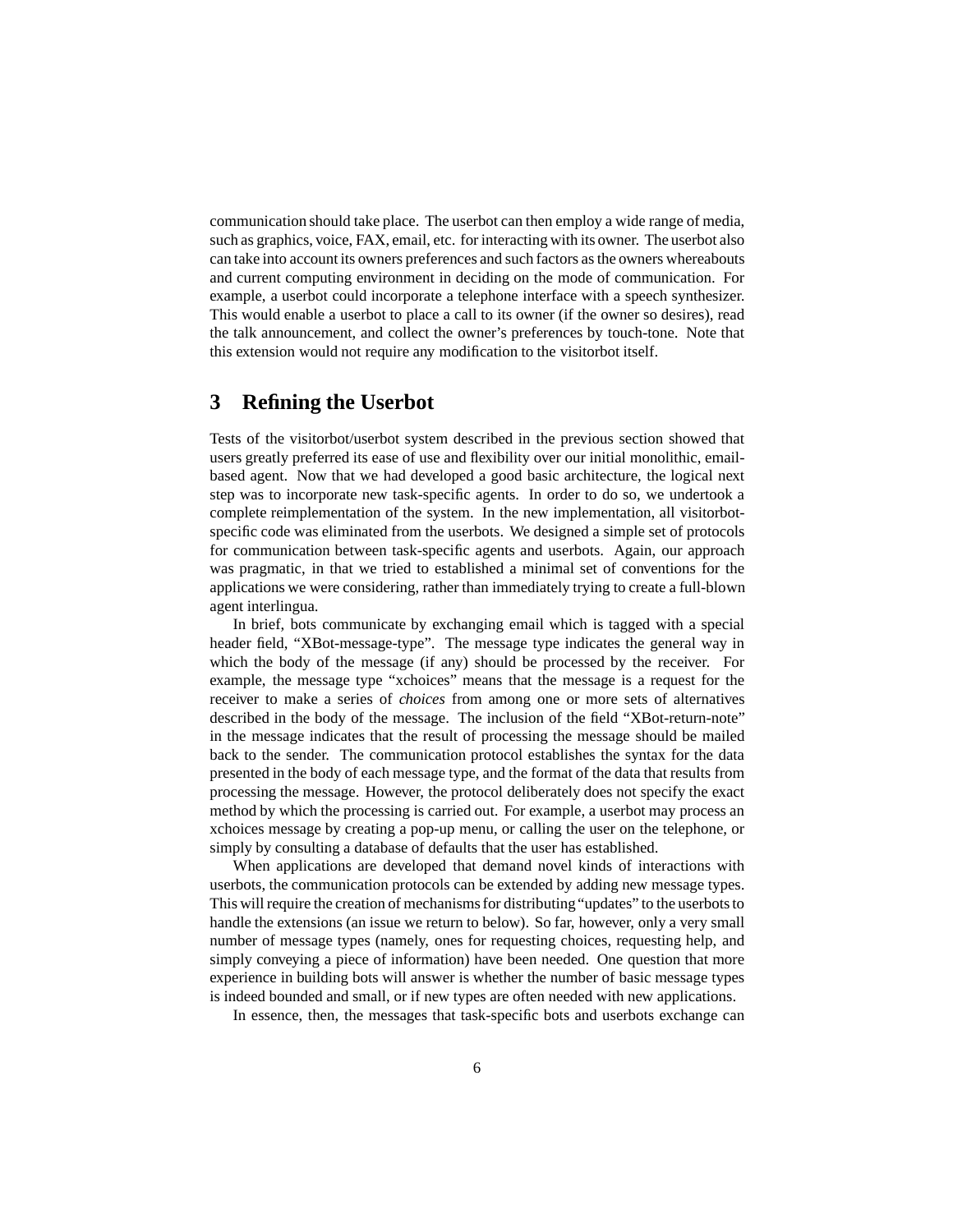communication should take place. The userbot can then employ a wide range of media, such as graphics, voice, FAX, email, etc. for interacting with its owner. The userbot also can take into account its owners preferences and such factors as the owners whereabouts and current computing environment in deciding on the mode of communication. For example, a userbot could incorporate a telephone interface with a speech synthesizer. This would enable a userbot to place a call to its owner (if the owner so desires), read the talk announcement, and collect the owner's preferences by touch-tone. Note that this extension would not require any modification to the visitorbot itself.

## 3 Refining the Userbot

Tests of the visitorbot/userbot system described in the previous section showed that users greatly preferred its ease of use and flexibility over our initial monolithic, email-based agent. Now that we had developed a good basic architecture, the logical next step was to incorporate new task-specific agents. In order to do so, we undertook a complete reimplementation of the system. In the new implementation, all visitorbot-specific code was eliminated from the userbots. We designed a simple set of protocols for communication between task-specific agents and userbots. Again, our approach was pragmatic, in that we tried to established a minimal set of conventions for the applications we were considering, rather than immediately trying to create a full-blown agent interlingua.

In brief, bots communicate by exchanging email which is tagged with a special header field, "XBot-message-type". The message type indicates the general way in which the body of the message (if any) should be processed by the receiver. For example, the message type "xchoices" means that the message is a request for the receiver to make a series of *choices* from among one or more sets of alternatives described in the body of the message. The inclusion of the field "XBot-return-note" in the message indicates that the result of processing the message should be mailed back to the sender. The communication protocol establishes the syntax for the data presented in the body of each message type, and the format of the data that results from processing the message. However, the protocol deliberately does not specify the exact method by which the processing is carried out. For example, a userbot may process an xchoices message by creating a pop-up menu, or calling the user on the telephone, or simply by consulting a database of defaults that the user has established.

When applications are developed that demand novel kinds of interactions with userbots, the communication protocols can be extended by adding new message types. This will require the creation of mechanisms for distributing "updates" to the userbots to handle the extensions (an issue we return to below). So far, however, only a very small number of message types (namely, ones for requesting choices, requesting help, and simply conveying a piece of information) have been needed. One question that more experience in building bots will answer is whether the number of basic message types is indeed bounded and small, or if new types are often needed with new applications.

In essence, then, the messages that task-specific bots and userbots exchange can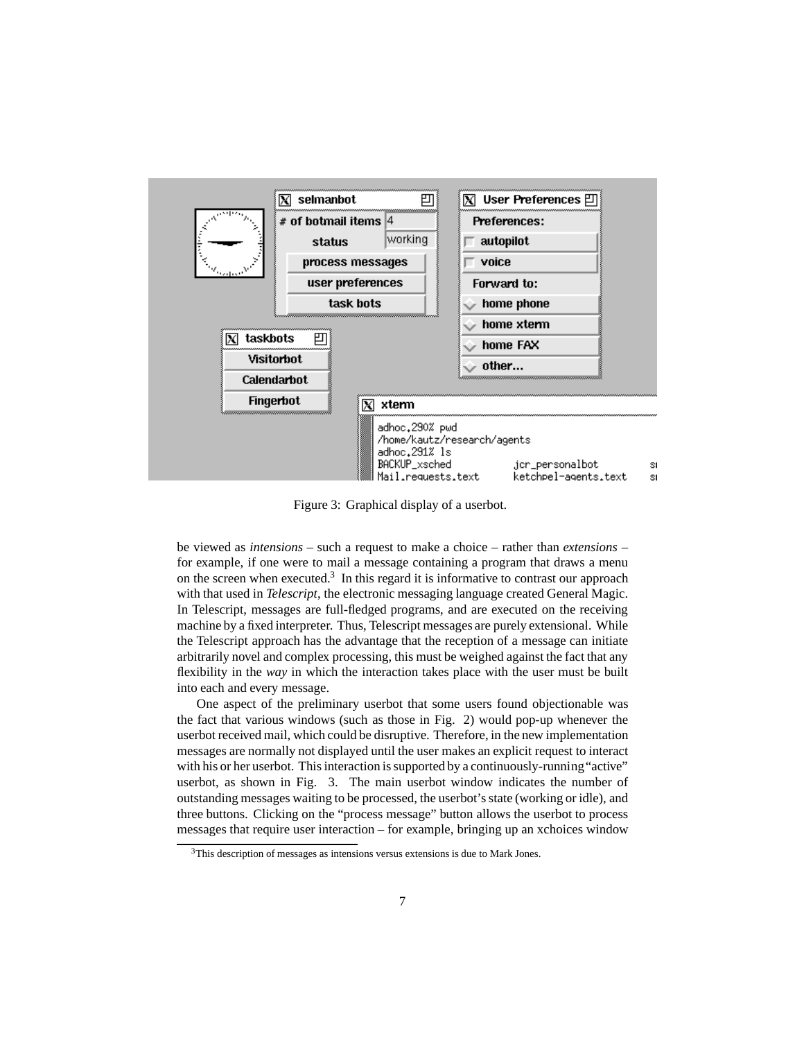Figure 3: Graphical display of a userbot.

be viewed as *intensions* – such a request to make a choice – rather than *extensions* – for example, if one were to mail a message containing a program that draws a menu on the screen when executed.[3] In this regard it is informative to contrast our approach with that used in *Telescript*, the electronic messaging language created General Magic. In Telescript, messages are full-fledged programs, and are executed on the receiving machine by a fixed interpreter. Thus, Telescript messages are purely extensional. While the Telescript approach has the advantage that the reception of a message can initiate arbitrarily novel and complex processing, this must be weighed against the fact that any flexibility in the *way* in which the interaction takes place with the user must be built into each and every message.

One aspect of the preliminary userbot that some users found objectionable was the fact that various windows (such as those in Fig. 2) would pop-up whenever the userbot received mail, which could be disruptive. Therefore, in the new implementation messages are normally not displayed until the user makes an explicit request to interact with his or her userbot. This interaction is supported by a continuously-running "active" userbot, as shown in Fig. 3. The main userbot window indicates the number of outstanding messages waiting to be processed, the userbot's state (working or idle), and three buttons. Clicking on the "process message" button allows the userbot to process messages that require user interaction – for example, bringing up an xchoices window

[3] This description of messages as intensions versus extensions is due to Mark Jones.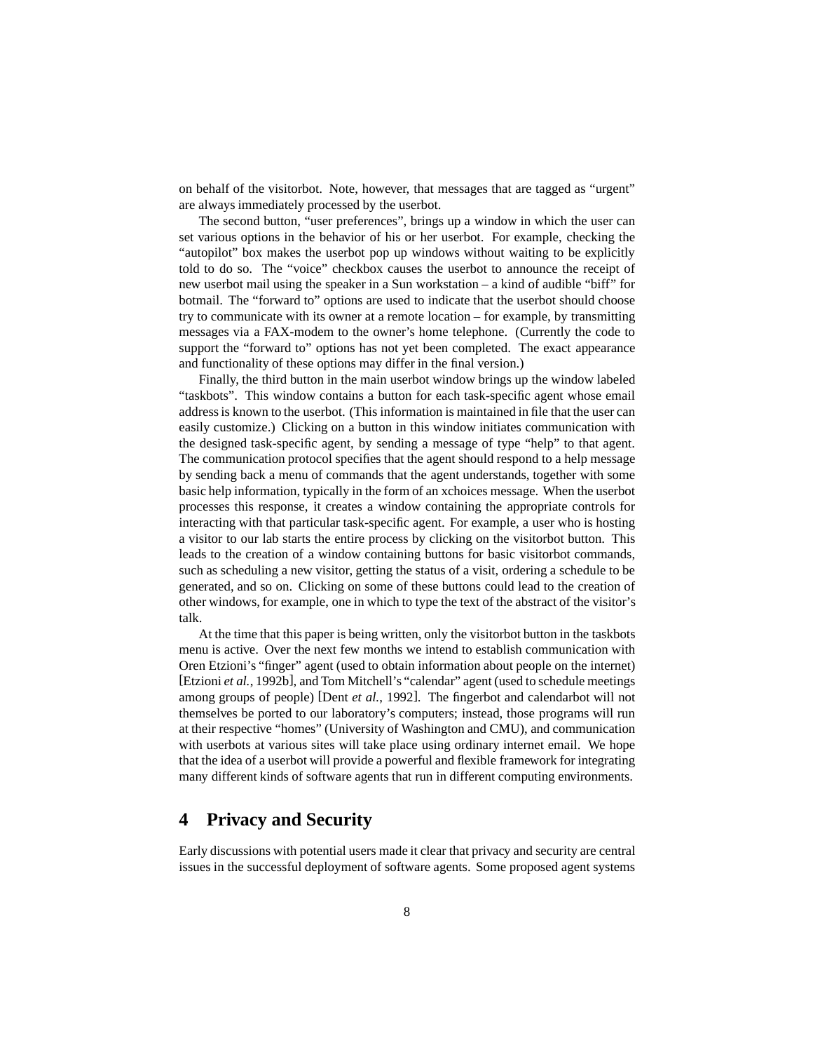on behalf of the visitorbot. Note, however, that messages that are tagged as "urgent" are always immediately processed by the userbot.

The second button, "user preferences", brings up a window in which the user can set various options in the behavior of his or her userbot. For example, checking the "autopilot" box makes the userbot pop up windows without waiting to be explicitly told to do so. The "voice" checkbox causes the userbot to announce the receipt of new userbot mail using the speaker in a Sun workstation – a kind of audible "biff" for botmail. The "forward to" options are used to indicate that the userbot should choose try to communicate with its owner at a remote location – for example, by transmitting messages via a FAX-modem to the owner's home telephone. (Currently the code to support the "forward to" options has not yet been completed. The exact appearance and functionality of these options may differ in the final version.)

Finally, the third button in the main userbot window brings up the window labeled "taskbots". This window contains a button for each task-specific agent whose email address is known to the userbot. (This information is maintained in file that the user can easily customize.) Clicking on a button in this window initiates communication with the designed task-specific agent, by sending a message of type "help" to that agent. The communication protocol specifies that the agent should respond to a help message by sending back a menu of commands that the agent understands, together with some basic help information, typically in the form of an xchoices message. When the userbot processes this response, it creates a window containing the appropriate controls for interacting with that particular task-specific agent. For example, a user who is hosting a visitor to our lab starts the entire process by clicking on the visitorbot button. This leads to the creation of a window containing buttons for basic visitorbot commands, such as scheduling a new visitor, getting the status of a visit, ordering a schedule to be generated, and so on. Clicking on some of these buttons could lead to the creation of other windows, for example, one in which to type the text of the abstract of the visitor's talk.

At the time that this paper is being written, only the visitorbot button in the taskbots menu is active. Over the next few months we intend to establish communication with Oren Etzioni's "finger" agent (used to obtain information about people on the internet) [Etzioni *et al.*, 1992b], and Tom Mitchell's "calendar" agent (used to schedule meetings among groups of people) [Dent *et al.*, 1992]. The fingerbot and calendarbot will not themselves be ported to our laboratory's computers; instead, those programs will run at their respective "homes" (University of Washington and CMU), and communication with userbots at various sites will take place using ordinary internet email. We hope that the idea of a userbot will provide a powerful and flexible framework for integrating many different kinds of software agents that run in different computing environments.

# 4 Privacy and Security

Early discussions with potential users made it clear that privacy and security are central issues in the successful deployment of software agents. Some proposed agent systems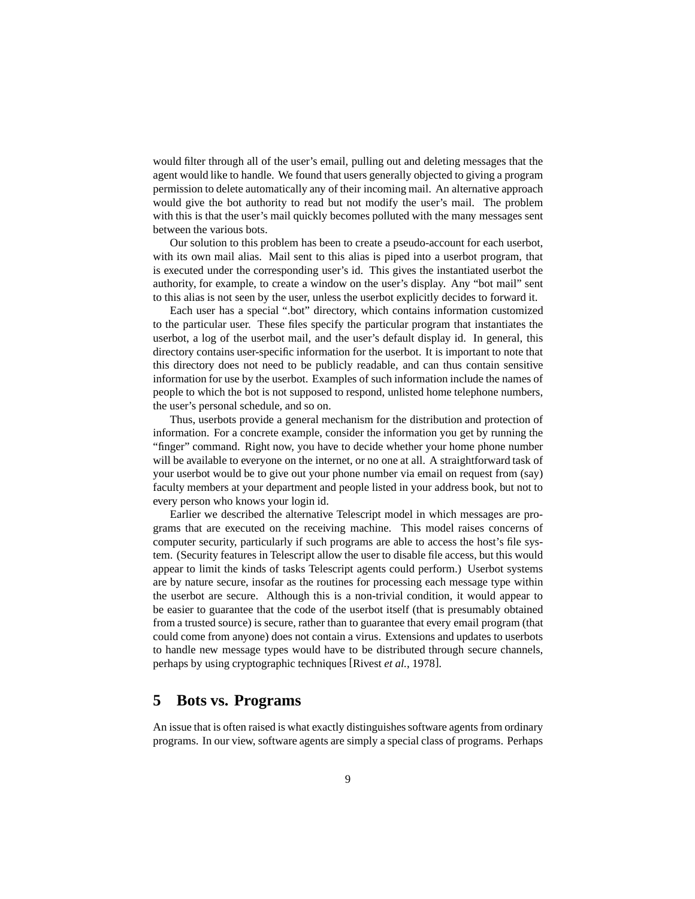would filter through all of the user's email, pulling out and deleting messages that the agent would like to handle. We found that users generally objected to giving a program permission to delete automatically any of their incoming mail. An alternative approach would give the bot authority to read but not modify the user's mail. The problem with this is that the user's mail quickly becomes polluted with the many messages sent between the various bots.

Our solution to this problem has been to create a pseudo-account for each userbot, with its own mail alias. Mail sent to this alias is piped into a userbot program, that is executed under the corresponding user's id. This gives the instantiated userbot the authority, for example, to create a window on the user's display. Any "bot mail" sent to this alias is not seen by the user, unless the userbot explicitly decides to forward it.

Each user has a special ".bot" directory, which contains information customized to the particular user. These files specify the particular program that instantiates the userbot, a log of the userbot mail, and the user's default display id. In general, this directory contains user-specific information for the userbot. It is important to note that this directory does not need to be publicly readable, and can thus contain sensitive information for use by the userbot. Examples of such information include the names of people to which the bot is not supposed to respond, unlisted home telephone numbers, the user's personal schedule, and so on.

Thus, userbots provide a general mechanism for the distribution and protection of information. For a concrete example, consider the information you get by running the "finger" command. Right now, you have to decide whether your home phone number will be available to everyone on the internet, or no one at all. A straightforward task of your userbot would be to give out your phone number via email on request from (say) faculty members at your department and people listed in your address book, but not to every person who knows your login id.

Earlier we described the alternative Telescript model in which messages are programs that are executed on the receiving machine. This model raises concerns of computer security, particularly if such programs are able to access the host's file system. (Security features in Telescript allow the user to disable file access, but this would appear to limit the kinds of tasks Telescript agents could perform.) Userbot systems are by nature secure, insofar as the routines for processing each message type within the userbot are secure. Although this is a non-trivial condition, it would appear to be easier to guarantee that the code of the userbot itself (that is presumably obtained from a trusted source) is secure, rather than to guarantee that every email program (that could come from anyone) does not contain a virus. Extensions and updates to userbots to handle new message types would have to be distributed through secure channels, perhaps by using cryptographic techniques [Rivest *et al.*, 1978].

## 5 Bots vs. Programs

An issue that is often raised is what exactly distinguishes software agents from ordinary programs. In our view, software agents are simply a special class of programs. Perhaps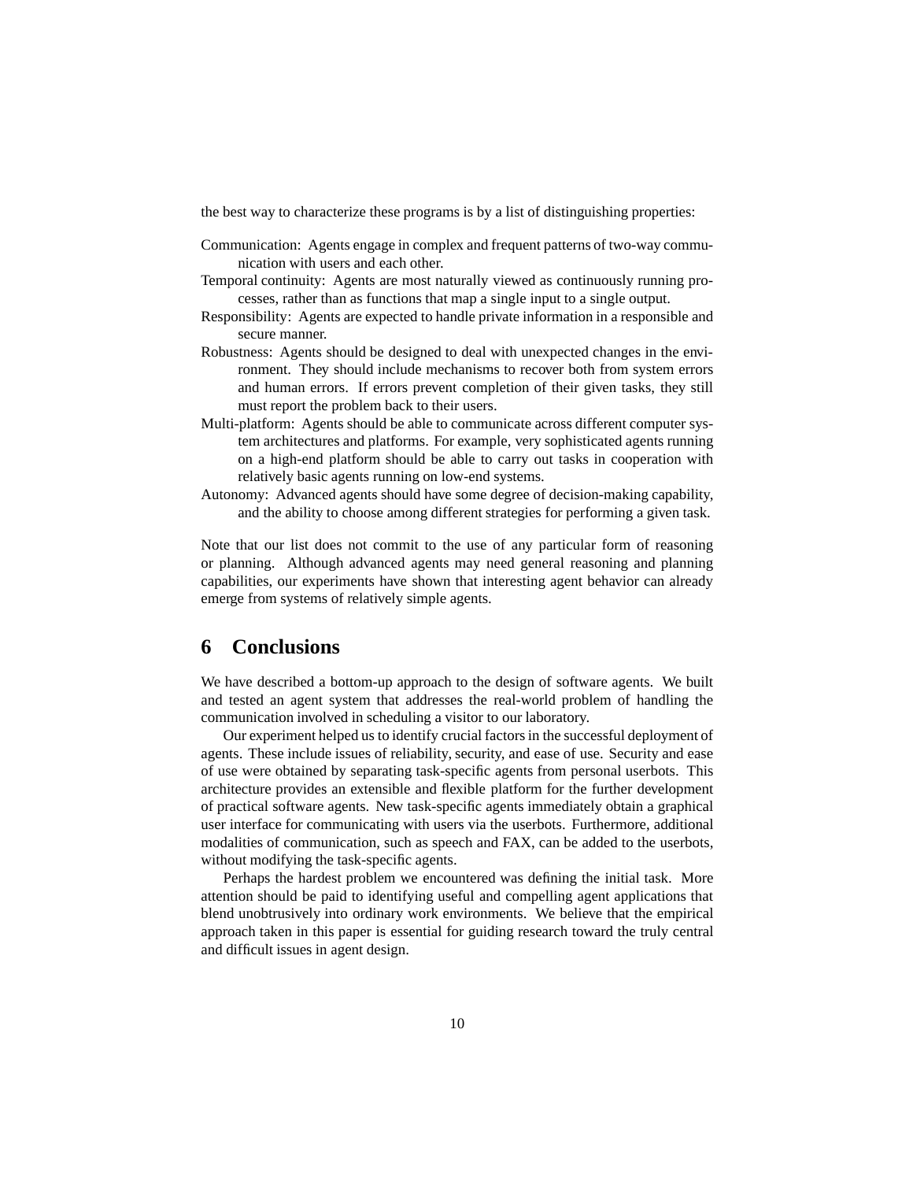the best way to characterize these programs is by a list of distinguishing properties:

Communication: Agents engage in complex and frequent patterns of two-way communication with users and each other.

Temporal continuity: Agents are most naturally viewed as continuously running processes, rather than as functions that map a single input to a single output.

Responsibility: Agents are expected to handle private information in a responsible and secure manner.

Robustness: Agents should be designed to deal with unexpected changes in the environment. They should include mechanisms to recover both from system errors and human errors. If errors prevent completion of their given tasks, they still must report the problem back to their users.

Multi-platform: Agents should be able to communicate across different computer system architectures and platforms. For example, very sophisticated agents running on a high-end platform should be able to carry out tasks in cooperation with relatively basic agents running on low-end systems.

Autonomy: Advanced agents should have some degree of decision-making capability, and the ability to choose among different strategies for performing a given task.

Note that our list does not commit to the use of any particular form of reasoning or planning. Although advanced agents may need general reasoning and planning capabilities, our experiments have shown that interesting agent behavior can already emerge from systems of relatively simple agents.

## 6 Conclusions

We have described a bottom-up approach to the design of software agents. We built and tested an agent system that addresses the real-world problem of handling the communication involved in scheduling a visitor to our laboratory.

Our experiment helped us to identify crucial factors in the successful deployment of agents. These include issues of reliability, security, and ease of use. Security and ease of use were obtained by separating task-specific agents from personal userbots. This architecture provides an extensible and flexible platform for the further development of practical software agents. New task-specific agents immediately obtain a graphical user interface for communicating with users via the userbots. Furthermore, additional modalities of communication, such as speech and FAX, can be added to the userbots, without modifying the task-specific agents.

Perhaps the hardest problem we encountered was defining the initial task. More attention should be paid to identifying useful and compelling agent applications that blend unobtrusively into ordinary work environments. We believe that the empirical approach taken in this paper is essential for guiding research toward the truly central and difficult issues in agent design.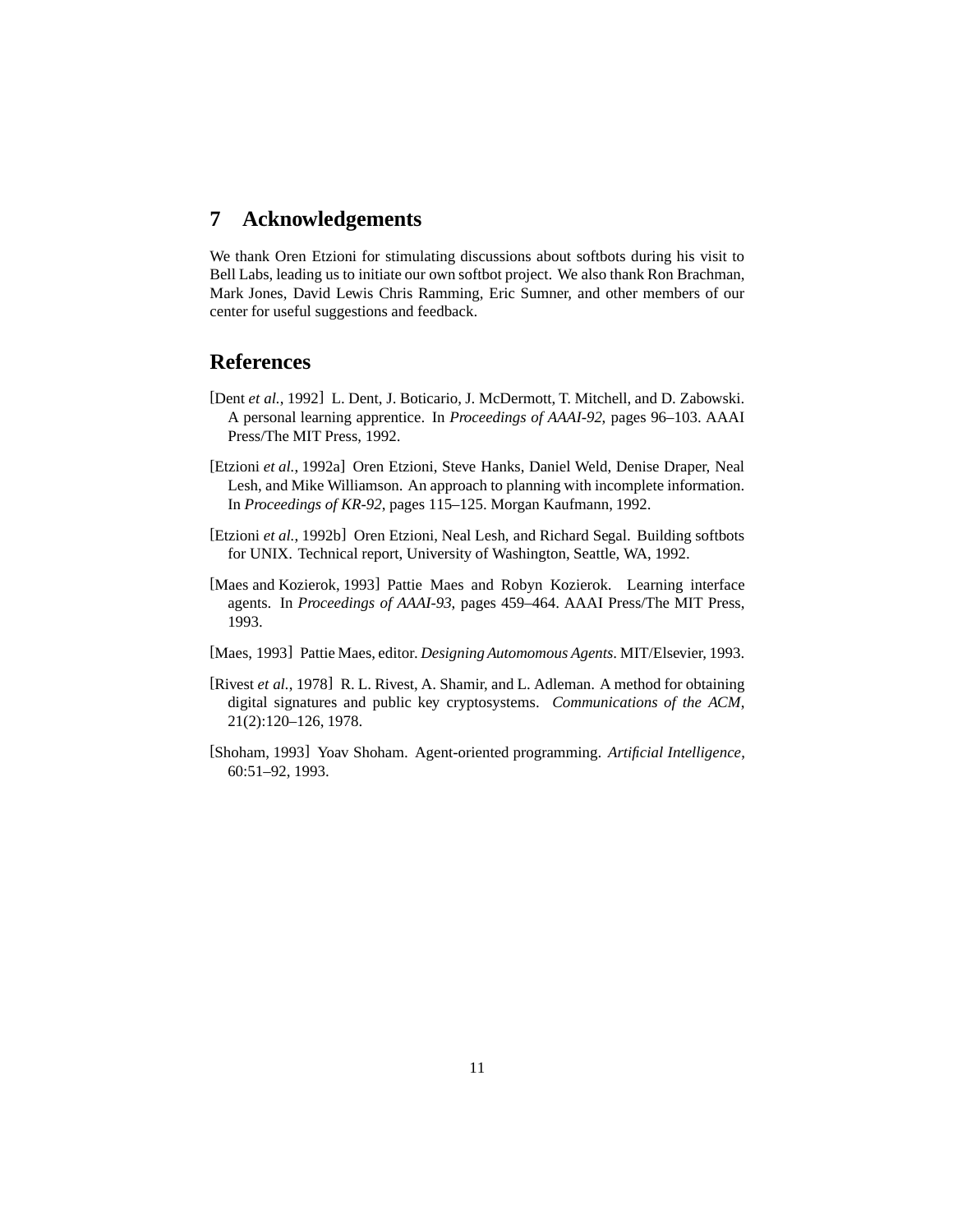## 7 Acknowledgements

We thank Oren Etzioni for stimulating discussions about softbots during his visit to Bell Labs, leading us to initiate our own softbot project. We also thank Ron Brachman, Mark Jones, David Lewis Chris Ramming, Eric Sumner, and other members of our center for useful suggestions and feedback.

## References

[Dent *et al.*, 1992] L. Dent, J. Boticario, J. McDermott, T. Mitchell, and D. Zabowski. A personal learning apprentice. In *Proceedings of AAAI-92*, pages 96–103. AAAI Press/The MIT Press, 1992.

[Etzioni *et al.*, 1992a] Oren Etzioni, Steve Hanks, Daniel Weld, Denise Draper, Neal Lesh, and Mike Williamson. An approach to planning with incomplete information. In *Proceedings of KR-92*, pages 115–125. Morgan Kaufmann, 1992.

[Etzioni *et al.*, 1992b] Oren Etzioni, Neal Lesh, and Richard Segal. Building softbots for UNIX. Technical report, University of Washington, Seattle, WA, 1992.

[Maes and Kozierok, 1993] Pattie Maes and Robyn Kozierok. Learning interface agents. In *Proceedings of AAAI-93*, pages 459–464. AAAI Press/The MIT Press, 1993.

[Maes, 1993] Pattie Maes, editor. *Designing Automomous Agents*. MIT/Elsevier, 1993.

[Rivest *et al.*, 1978] R. L. Rivest, A. Shamir, and L. Adleman. A method for obtaining digital signatures and public key cryptosystems. *Communications of the ACM*, 21(2):120–126, 1978.

[Shoham, 1993] Yoav Shoham. Agent-oriented programming. *Artificial Intelligence*, 60:51–92, 1993.